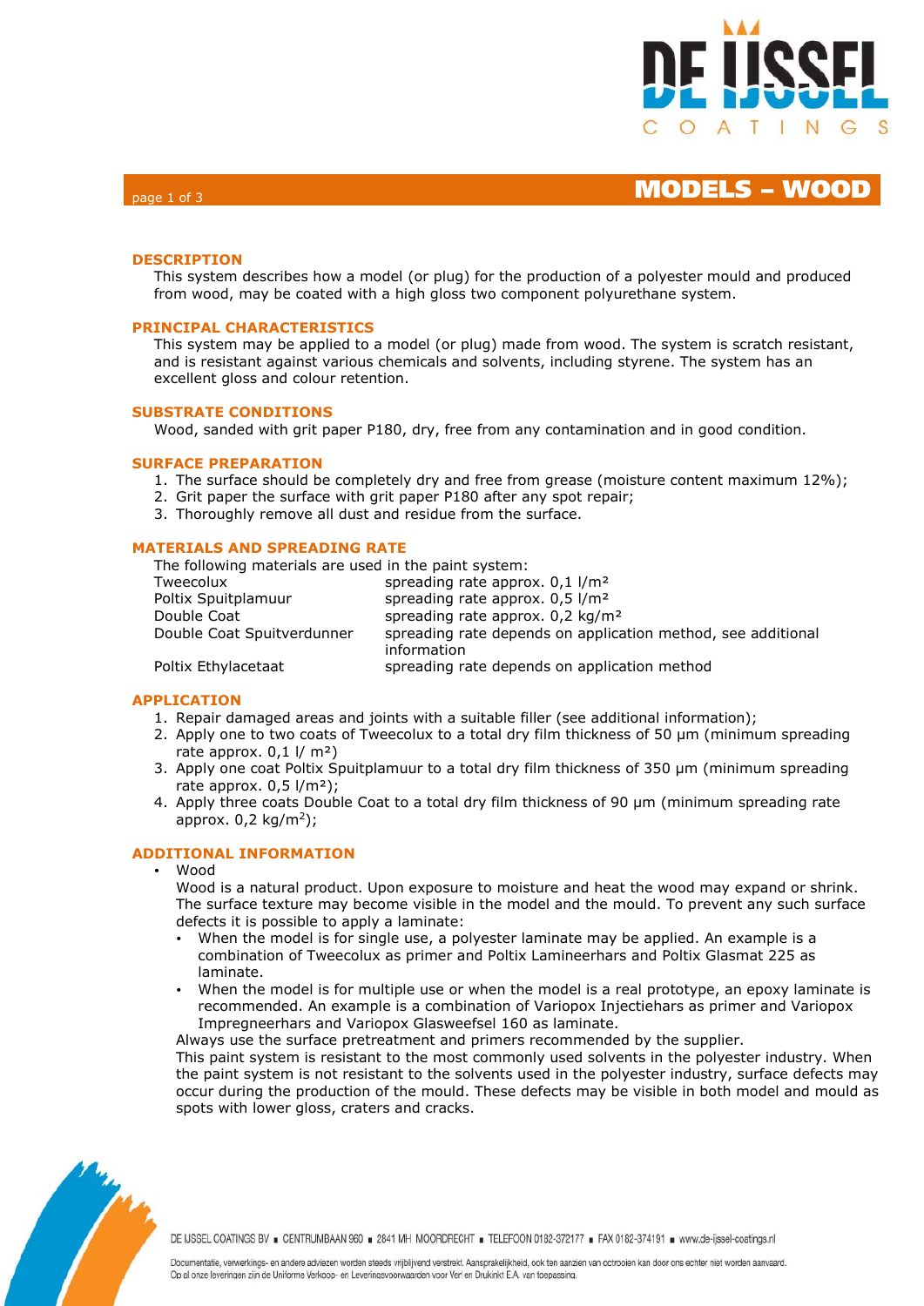# MODELS – WOOD

## DESCRIPTION

This system describes how a model (or plug) for the production of a polyester mould and produced from wood, may be coated with a high gloss two component polyurethane system.

## PRINCIPAL CHARACTERISTICS

This system may be applied to a model (or plug) made from wood. The system is scratch resistant, and is resistant against various chemicals and solvents, including styrene. The system has an excellent gloss and colour retention.

## SUBSTRATE CONDITIONS

Wood, sanded with grit paper P180, dry, free from any contamination and in good condition.

## SURFACE PREPARATION

1. The surface should be completely dry and free from grease (moisture content maximum 12%);
2. Grit paper the surface with grit paper P180 after any spot repair;
3. Thoroughly remove all dust and residue from the surface.

## MATERIALS AND SPREADING RATE

The following materials are used in the paint system:

| | |
|---|---|
| Tweecolux | spreading rate approx. 0,1 l/m² |
| Poltix Spuitplamuur | spreading rate approx. 0,5 l/m² |
| Double Coat | spreading rate approx. 0,2 kg/m² |
| Double Coat Spuitverdunner | spreading rate depends on application method, see additional information |
| Poltix Ethylacetaat | spreading rate depends on application method |

## APPLICATION

1. Repair damaged areas and joints with a suitable filler (see additional information);
2. Apply one to two coats of Tweecolux to a total dry film thickness of 50 µm (minimum spreading rate approx. 0,1 l/ m²)
3. Apply one coat Poltix Spuitplamuur to a total dry film thickness of 350 µm (minimum spreading rate approx. 0,5 l/m²);
4. Apply three coats Double Coat to a total dry film thickness of 90 µm (minimum spreading rate approx. 0,2 kg/m²);

## ADDITIONAL INFORMATION

- Wood

  Wood is a natural product. Upon exposure to moisture and heat the wood may expand or shrink. The surface texture may become visible in the model and the mould. To prevent any such surface defects it is possible to apply a laminate:
  - When the model is for single use, a polyester laminate may be applied. An example is a combination of Tweecolux as primer and Poltix Lamineerhars and Poltix Glasmat 225 as laminate.
  - When the model is for multiple use or when the model is a real prototype, an epoxy laminate is recommended. An example is a combination of Variopox Injectiehars as primer and Variopox Impregneerhars and Variopox Glasweefsel 160 as laminate.

  Always use the surface pretreatment and primers recommended by the supplier.
  This paint system is resistant to the most commonly used solvents in the polyester industry. When the paint system is not resistant to the solvents used in the polyester industry, surface defects may occur during the production of the mould. These defects may be visible in both model and mould as spots with lower gloss, craters and cracks.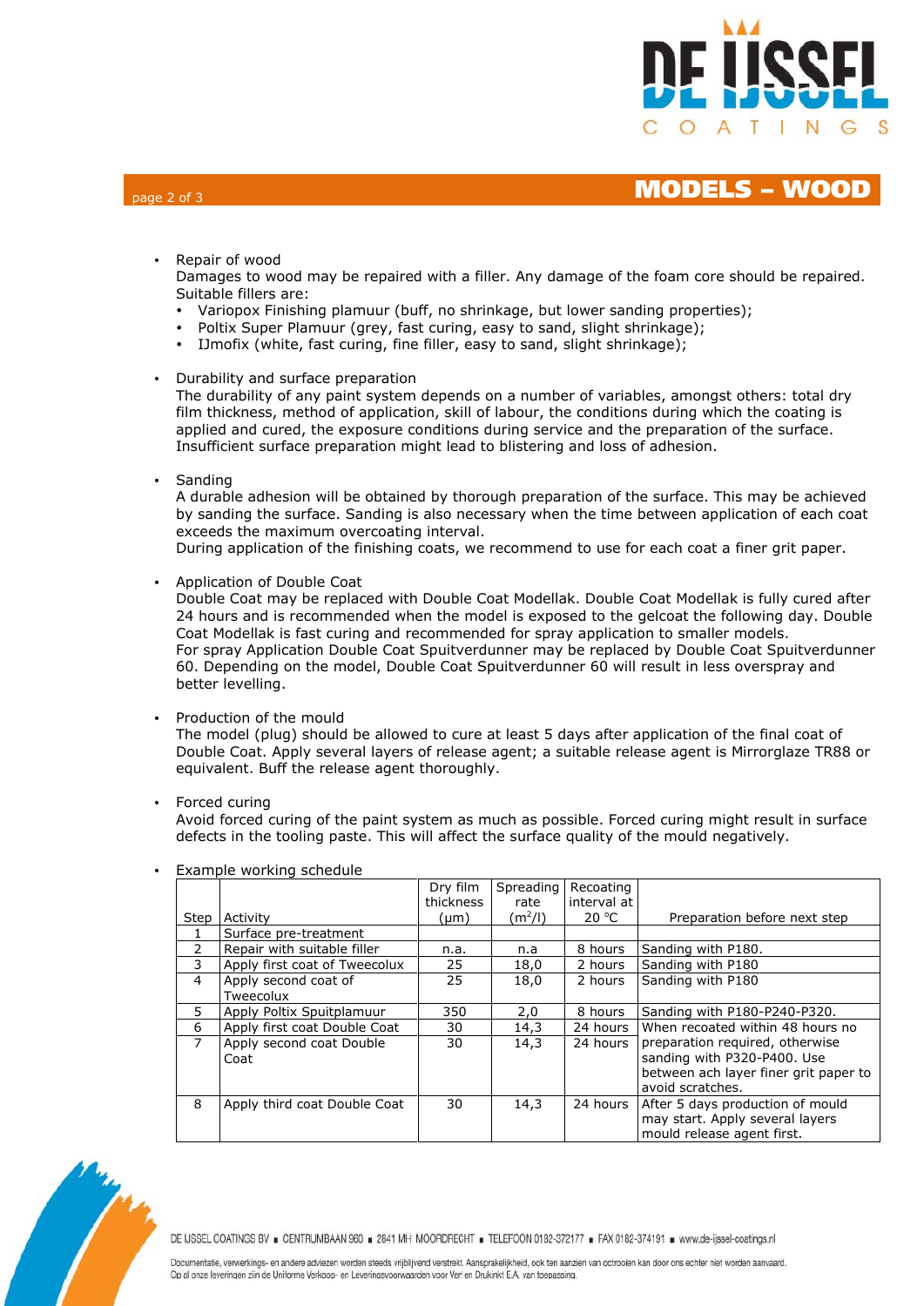## MODELS – WOOD

- Repair of wood
  Damages to wood may be repaired with a filler. Any damage of the foam core should be repaired. Suitable fillers are:
  - Variopox Finishing plamuur (buff, no shrinkage, but lower sanding properties);
  - Poltix Super Plamuur (grey, fast curing, easy to sand, slight shrinkage);
  - IJmofix (white, fast curing, fine filler, easy to sand, slight shrinkage);

- Durability and surface preparation
  The durability of any paint system depends on a number of variables, amongst others: total dry film thickness, method of application, skill of labour, the conditions during which the coating is applied and cured, the exposure conditions during service and the preparation of the surface. Insufficient surface preparation might lead to blistering and loss of adhesion.

- Sanding
  A durable adhesion will be obtained by thorough preparation of the surface. This may be achieved by sanding the surface. Sanding is also necessary when the time between application of each coat exceeds the maximum overcoating interval.
  During application of the finishing coats, we recommend to use for each coat a finer grit paper.

- Application of Double Coat
  Double Coat may be replaced with Double Coat Modellak. Double Coat Modellak is fully cured after 24 hours and is recommended when the model is exposed to the gelcoat the following day. Double Coat Modellak is fast curing and recommended for spray application to smaller models.
  For spray Application Double Coat Spuitverdunner may be replaced by Double Coat Spuitverdunner 60. Depending on the model, Double Coat Spuitverdunner 60 will result in less overspray and better levelling.

- Production of the mould
  The model (plug) should be allowed to cure at least 5 days after application of the final coat of Double Coat. Apply several layers of release agent; a suitable release agent is Mirrorglaze TR88 or equivalent. Buff the release agent thoroughly.

- Forced curing
  Avoid forced curing of the paint system as much as possible. Forced curing might result in surface defects in the tooling paste. This will affect the surface quality of the mould negatively.

- Example working schedule

| Step | Activity | Dry film thickness (μm) | Spreading rate ($m^2/l$) | Recoating interval at 20 °C | Preparation before next step |
|---|---|---|---|---|---|
| 1 | Surface pre-treatment | | | | |
| 2 | Repair with suitable filler | n.a. | n.a | 8 hours | Sanding with P180. |
| 3 | Apply first coat of Tweecolux | 25 | 18,0 | 2 hours | Sanding with P180 |
| 4 | Apply second coat of Tweecolux | 25 | 18,0 | 2 hours | Sanding with P180 |
| 5 | Apply Poltix Spuitplamuur | 350 | 2,0 | 8 hours | Sanding with P180-P240-P320. |
| 6 | Apply first coat Double Coat | 30 | 14,3 | 24 hours | When recoated within 48 hours no preparation required, otherwise sanding with P320-P400. Use between ach layer finer grit paper to avoid scratches. |
| 7 | Apply second coat Double Coat | 30 | 14,3 | 24 hours | |
| 8 | Apply third coat Double Coat | 30 | 14,3 | 24 hours | After 5 days production of mould may start. Apply several layers mould release agent first. |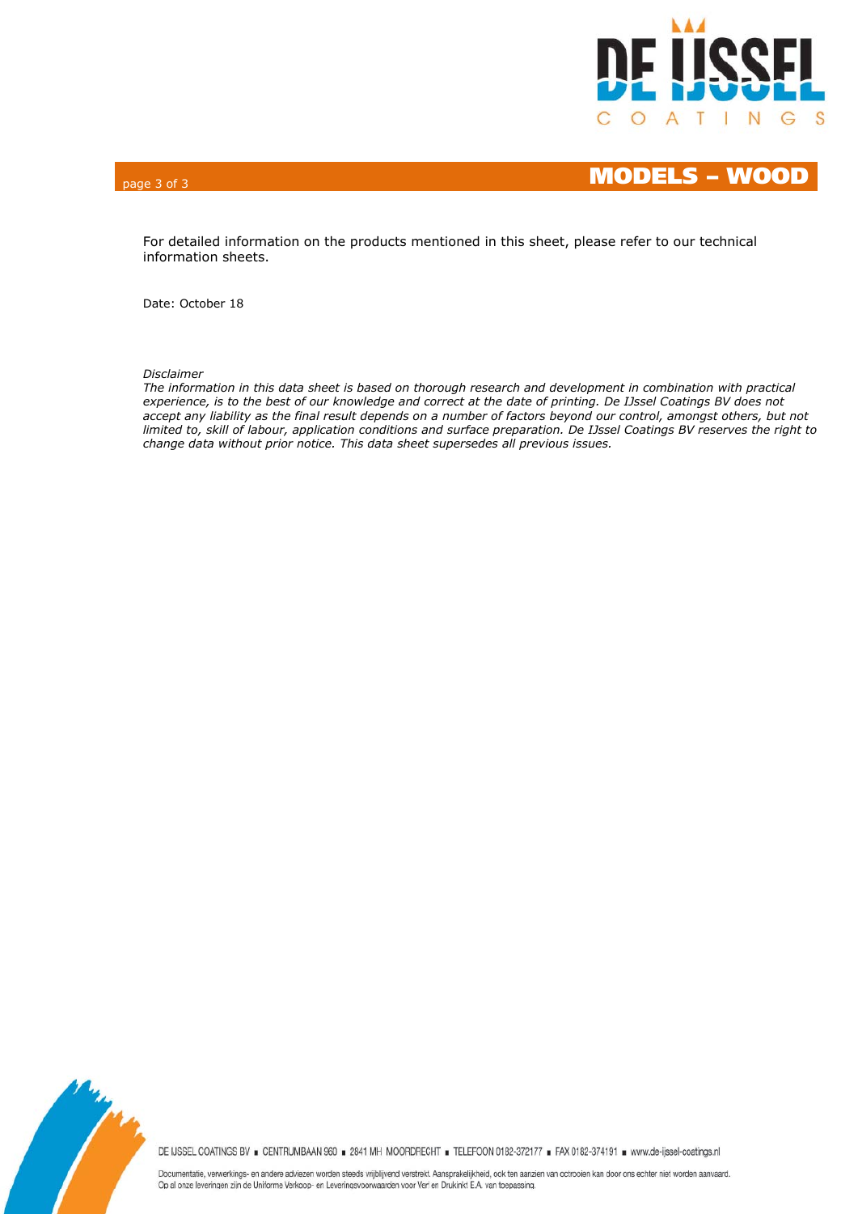For detailed information on the products mentioned in this sheet, please refer to our technical information sheets.

Date: October 18

*Disclaimer*
*The information in this data sheet is based on thorough research and development in combination with practical experience, is to the best of our knowledge and correct at the date of printing. De IJssel Coatings BV does not accept any liability as the final result depends on a number of factors beyond our control, amongst others, but not limited to, skill of labour, application conditions and surface preparation. De IJssel Coatings BV reserves the right to change data without prior notice. This data sheet supersedes all previous issues.*